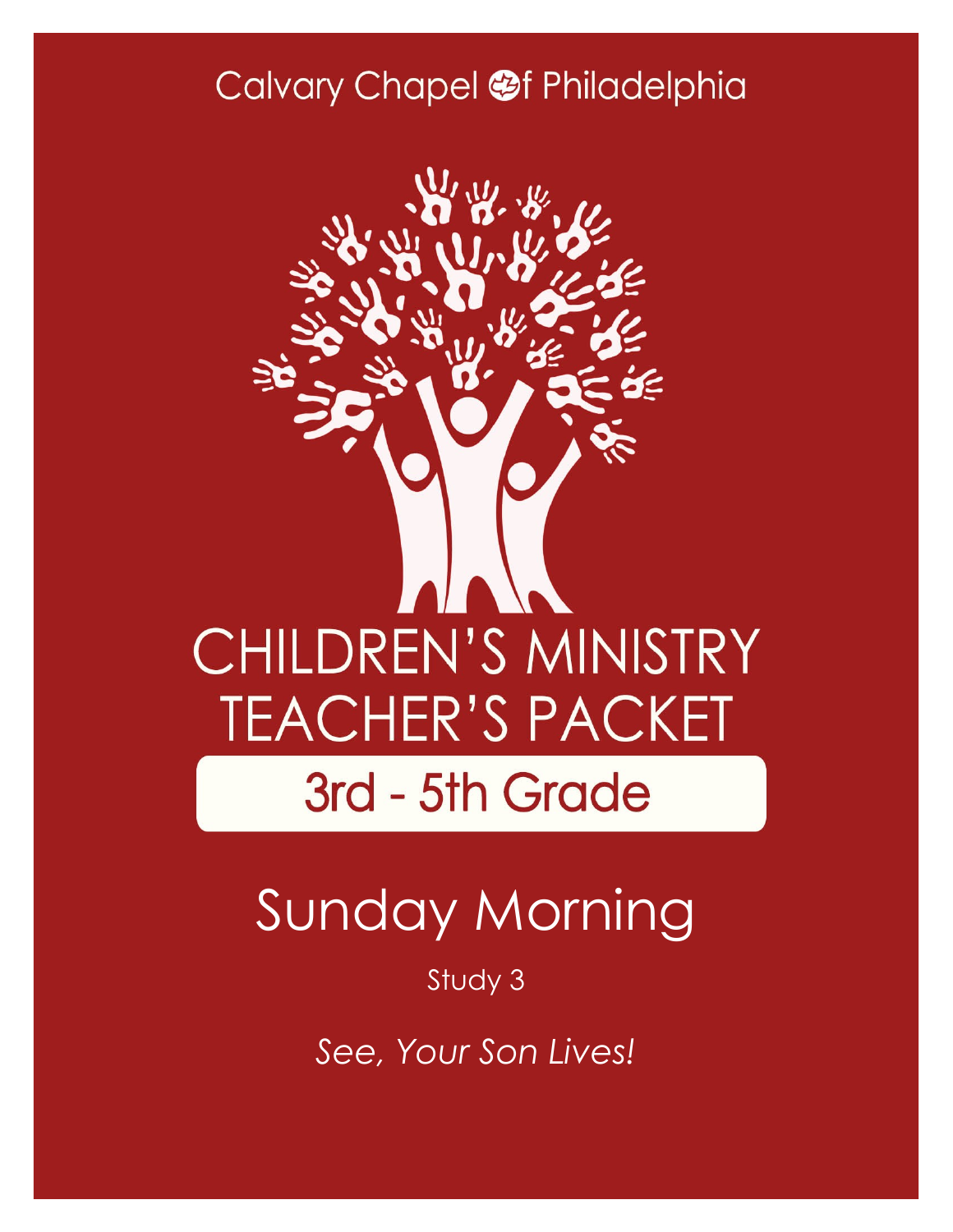Calvary Chapel of Philadelphia

# CHILDREN'S MINISTRY TEACHER'S PACKET

## 3rd - 5th Grade

# Sunday Morning

Study 3

*See, Your Son Lives!*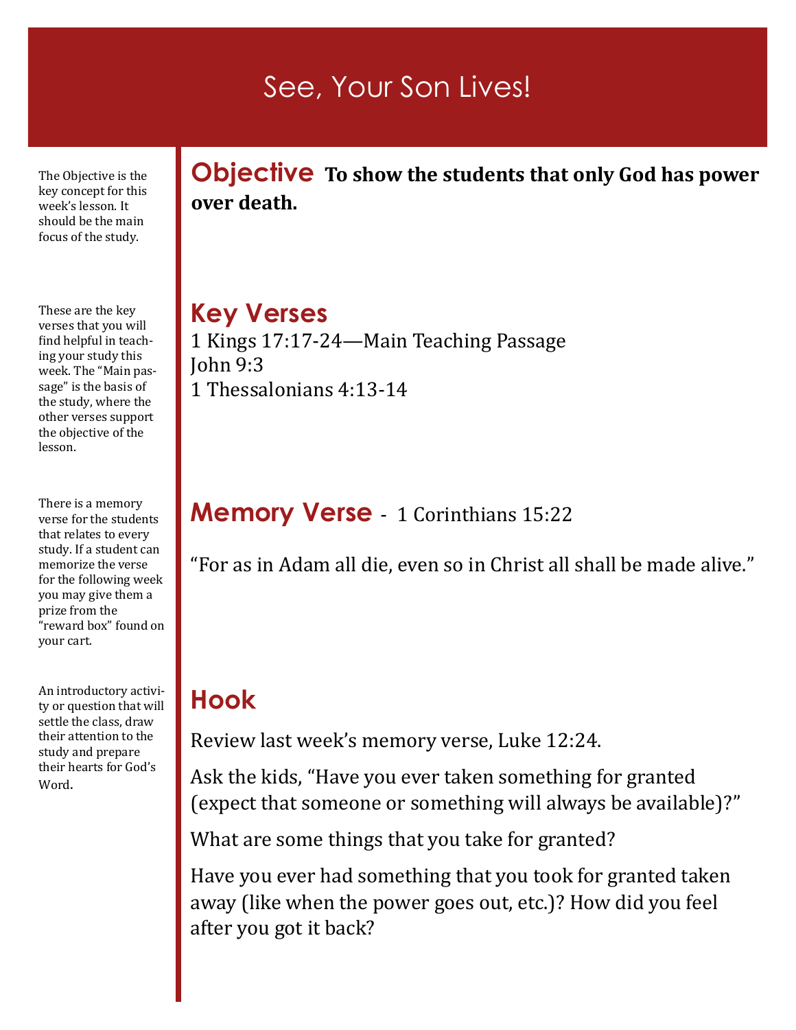# See, Your Son Lives!

The Objective is the key concept for this week's lesson. It should be the main focus of the study.

## Objective

**To show the students that only God has power over death.**

These are the key verses that you will find helpful in teaching your study this week. The "Main passage" is the basis of the study, where the other verses support the objective of the lesson.

## Key Verses

1 Kings 17:17-24—Main Teaching Passage
John 9:3
1 Thessalonians 4:13-14

There is a memory verse for the students that relates to every study. If a student can memorize the verse for the following week you may give them a prize from the "reward box" found on your cart.

## Memory Verse - 1 Corinthians 15:22

"For as in Adam all die, even so in Christ all shall be made alive."

An introductory activity or question that will settle the class, draw their attention to the study and prepare their hearts for God's Word.

## Hook

Review last week's memory verse, Luke 12:24.

Ask the kids, "Have you ever taken something for granted (expect that someone or something will always be available)?"

What are some things that you take for granted?

Have you ever had something that you took for granted taken away (like when the power goes out, etc.)? How did you feel after you got it back?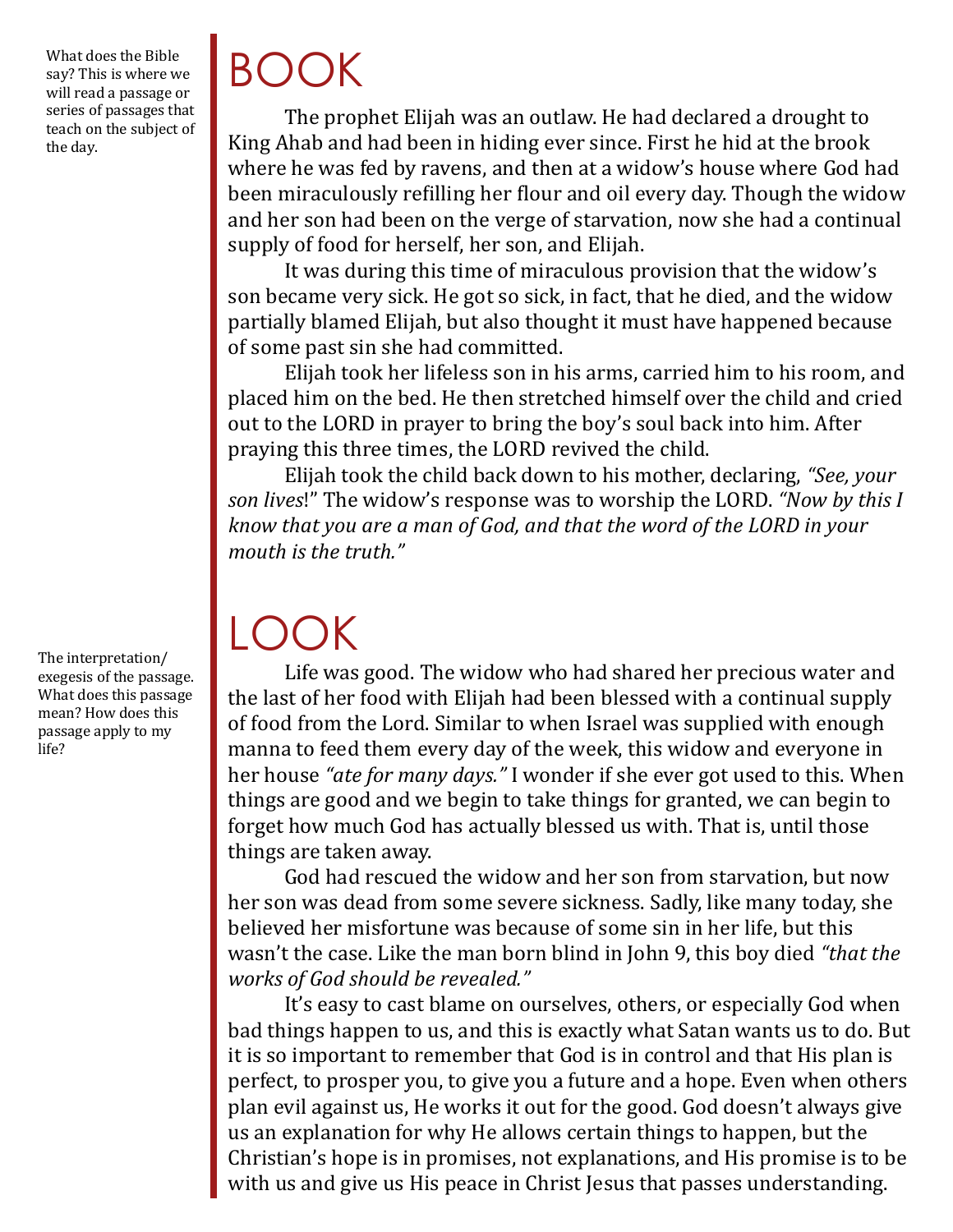What does the Bible say? This is where we will read a passage or series of passages that teach on the subject of the day.

# BOOK

The prophet Elijah was an outlaw. He had declared a drought to King Ahab and had been in hiding ever since. First he hid at the brook where he was fed by ravens, and then at a widow's house where God had been miraculously refilling her flour and oil every day. Though the widow and her son had been on the verge of starvation, now she had a continual supply of food for herself, her son, and Elijah.

It was during this time of miraculous provision that the widow's son became very sick. He got so sick, in fact, that he died, and the widow partially blamed Elijah, but also thought it must have happened because of some past sin she had committed.

Elijah took her lifeless son in his arms, carried him to his room, and placed him on the bed. He then stretched himself over the child and cried out to the LORD in prayer to bring the boy's soul back into him. After praying this three times, the LORD revived the child.

Elijah took the child back down to his mother, declaring, *"See, your son lives*!" The widow's response was to worship the LORD. *"Now by this I know that you are a man of God, and that the word of the LORD in your mouth is the truth."*

The interpretation/exegesis of the passage. What does this passage mean? How does this passage apply to my life?

# LOOK

Life was good. The widow who had shared her precious water and the last of her food with Elijah had been blessed with a continual supply of food from the Lord. Similar to when Israel was supplied with enough manna to feed them every day of the week, this widow and everyone in her house *"ate for many days."* I wonder if she ever got used to this. When things are good and we begin to take things for granted, we can begin to forget how much God has actually blessed us with. That is, until those things are taken away.

God had rescued the widow and her son from starvation, but now her son was dead from some severe sickness. Sadly, like many today, she believed her misfortune was because of some sin in her life, but this wasn't the case. Like the man born blind in John 9, this boy died *"that the works of God should be revealed."*

It's easy to cast blame on ourselves, others, or especially God when bad things happen to us, and this is exactly what Satan wants us to do. But it is so important to remember that God is in control and that His plan is perfect, to prosper you, to give you a future and a hope. Even when others plan evil against us, He works it out for the good. God doesn't always give us an explanation for why He allows certain things to happen, but the Christian's hope is in promises, not explanations, and His promise is to be with us and give us His peace in Christ Jesus that passes understanding.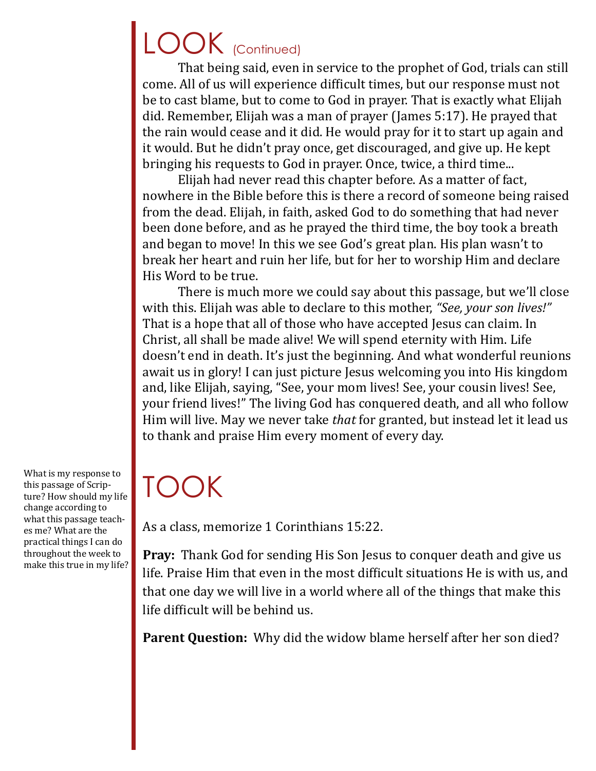# LOOK (Continued)

That being said, even in service to the prophet of God, trials can still come. All of us will experience difficult times, but our response must not be to cast blame, but to come to God in prayer. That is exactly what Elijah did. Remember, Elijah was a man of prayer (James 5:17). He prayed that the rain would cease and it did. He would pray for it to start up again and it would. But he didn't pray once, get discouraged, and give up. He kept bringing his requests to God in prayer. Once, twice, a third time...

Elijah had never read this chapter before. As a matter of fact, nowhere in the Bible before this is there a record of someone being raised from the dead. Elijah, in faith, asked God to do something that had never been done before, and as he prayed the third time, the boy took a breath and began to move! In this we see God's great plan. His plan wasn't to break her heart and ruin her life, but for her to worship Him and declare His Word to be true.

There is much more we could say about this passage, but we'll close with this. Elijah was able to declare to this mother, *"See, your son lives!"* That is a hope that all of those who have accepted Jesus can claim. In Christ, all shall be made alive! We will spend eternity with Him. Life doesn't end in death. It's just the beginning. And what wonderful reunions await us in glory! I can just picture Jesus welcoming you into His kingdom and, like Elijah, saying, "See, your mom lives! See, your cousin lives! See, your friend lives!" The living God has conquered death, and all who follow Him will live. May we never take *that* for granted, but instead let it lead us to thank and praise Him every moment of every day.

# TOOK

What is my response to this passage of Scripture? How should my life change according to what this passage teaches me? What are the practical things I can do throughout the week to make this true in my life?

As a class, memorize 1 Corinthians 15:22.

**Pray:** Thank God for sending His Son Jesus to conquer death and give us life. Praise Him that even in the most difficult situations He is with us, and that one day we will live in a world where all of the things that make this life difficult will be behind us.

**Parent Question:** Why did the widow blame herself after her son died?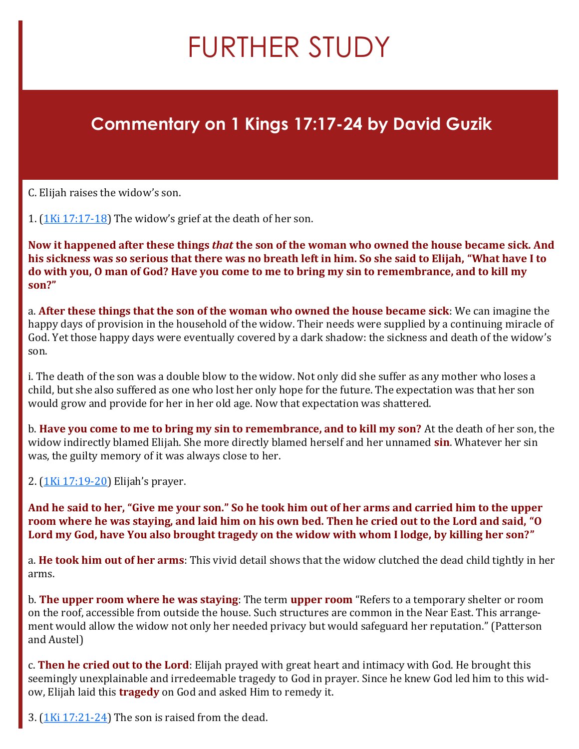# FURTHER STUDY

## Commentary on 1 Kings 17:17-24 by David Guzik

C. Elijah raises the widow's son.

1. (1Ki 17:17-18) The widow's grief at the death of her son.

**Now it happened after these things *that* the son of the woman who owned the house became sick. And his sickness was so serious that there was no breath left in him. So she said to Elijah, "What have I to do with you, O man of God? Have you come to me to bring my sin to remembrance, and to kill my son?"**

a. **After these things that the son of the woman who owned the house became sick**: We can imagine the happy days of provision in the household of the widow. Their needs were supplied by a continuing miracle of God. Yet those happy days were eventually covered by a dark shadow: the sickness and death of the widow's son.

i. The death of the son was a double blow to the widow. Not only did she suffer as any mother who loses a child, but she also suffered as one who lost her only hope for the future. The expectation was that her son would grow and provide for her in her old age. Now that expectation was shattered.

b. **Have you come to me to bring my sin to remembrance, and to kill my son?** At the death of her son, the widow indirectly blamed Elijah. She more directly blamed herself and her unnamed **sin**. Whatever her sin was, the guilty memory of it was always close to her.

2. (1Ki 17:19-20) Elijah's prayer.

**And he said to her, "Give me your son." So he took him out of her arms and carried him to the upper room where he was staying, and laid him on his own bed. Then he cried out to the Lord and said, "O Lord my God, have You also brought tragedy on the widow with whom I lodge, by killing her son?"**

a. **He took him out of her arms**: This vivid detail shows that the widow clutched the dead child tightly in her arms.

b. **The upper room where he was staying**: The term **upper room** "Refers to a temporary shelter or room on the roof, accessible from outside the house. Such structures are common in the Near East. This arrangement would allow the widow not only her needed privacy but would safeguard her reputation." (Patterson and Austel)

c. **Then he cried out to the Lord**: Elijah prayed with great heart and intimacy with God. He brought this seemingly unexplainable and irredeemable tragedy to God in prayer. Since he knew God led him to this widow, Elijah laid this **tragedy** on God and asked Him to remedy it.

3. (1Ki 17:21-24) The son is raised from the dead.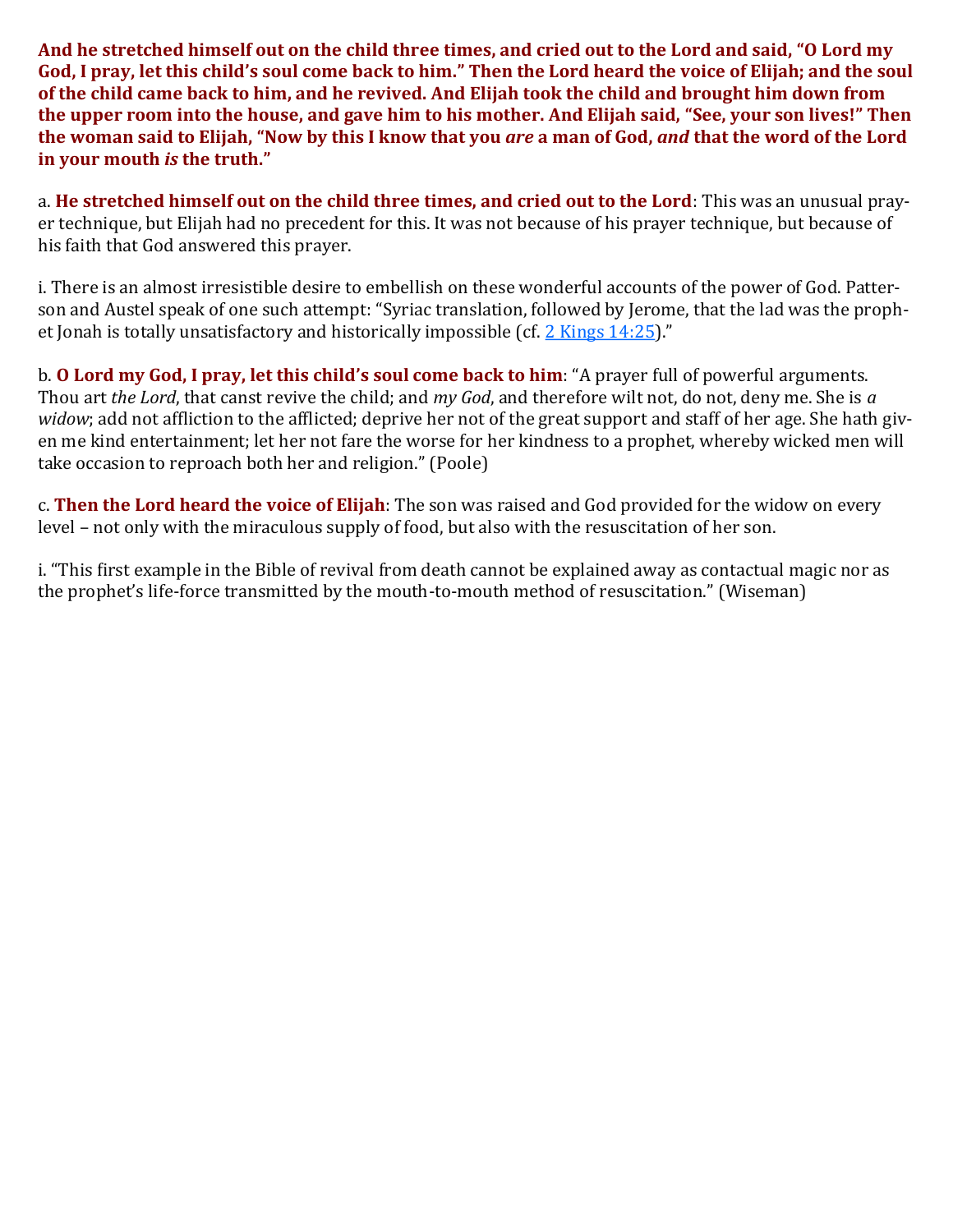**And he stretched himself out on the child three times, and cried out to the Lord and said, "O Lord my God, I pray, let this child's soul come back to him." Then the Lord heard the voice of Elijah; and the soul of the child came back to him, and he revived. And Elijah took the child and brought him down from the upper room into the house, and gave him to his mother. And Elijah said, "See, your son lives!" Then the woman said to Elijah, "Now by this I know that you *are* a man of God, *and* that the word of the Lord in your mouth *is* the truth."**

a. **He stretched himself out on the child three times, and cried out to the Lord**: This was an unusual prayer technique, but Elijah had no precedent for this. It was not because of his prayer technique, but because of his faith that God answered this prayer.

i. There is an almost irresistible desire to embellish on these wonderful accounts of the power of God. Patterson and Austel speak of one such attempt: "Syriac translation, followed by Jerome, that the lad was the prophet Jonah is totally unsatisfactory and historically impossible (cf. 2 Kings 14:25)."

b. **O Lord my God, I pray, let this child's soul come back to him**: "A prayer full of powerful arguments. Thou art *the Lord*, that canst revive the child; and *my God*, and therefore wilt not, do not, deny me. She is *a widow*; add not affliction to the afflicted; deprive her not of the great support and staff of her age. She hath given me kind entertainment; let her not fare the worse for her kindness to a prophet, whereby wicked men will take occasion to reproach both her and religion." (Poole)

c. **Then the Lord heard the voice of Elijah**: The son was raised and God provided for the widow on every level – not only with the miraculous supply of food, but also with the resuscitation of her son.

i. "This first example in the Bible of revival from death cannot be explained away as contactual magic nor as the prophet's life-force transmitted by the mouth-to-mouth method of resuscitation." (Wiseman)